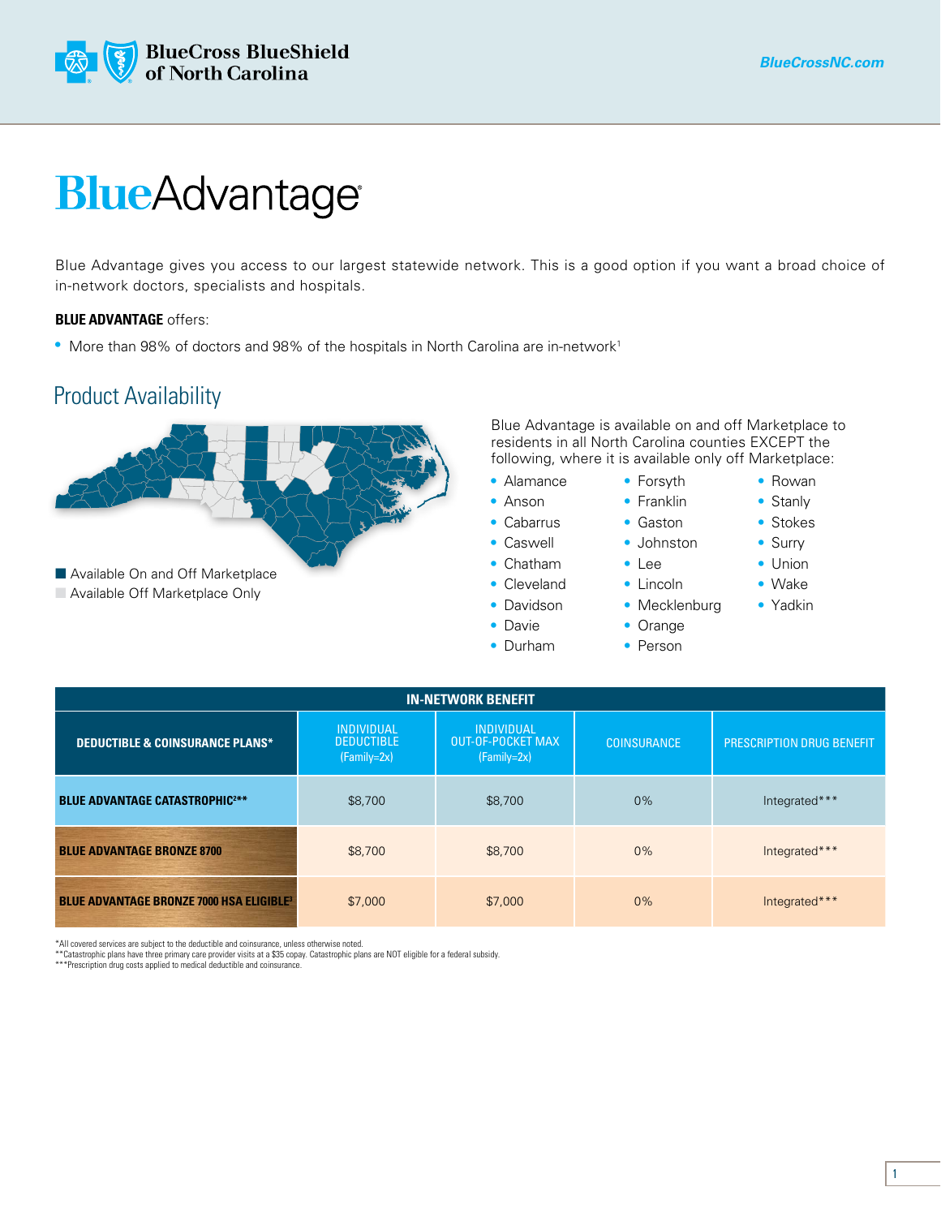BlueCross BlueShield of North Carolina

BlueCrossNC.com

# BlueAdvantage®

Blue Advantage gives you access to our largest statewide network. This is a good option if you want a broad choice of in-network doctors, specialists and hospitals.

**BLUE ADVANTAGE** offers:

- More than 98% of doctors and 98% of the hospitals in North Carolina are in-network[1]

## Product Availability

- Available On and Off Marketplace
- Available Off Marketplace Only

Blue Advantage is available on and off Marketplace to residents in all North Carolina counties EXCEPT the following, where it is available only off Marketplace:

- Alamance
- Anson
- Cabarrus
- Caswell
- Chatham
- Cleveland
- Davidson
- Davie
- Durham
- Forsyth
- Franklin
- Gaston
- Johnston
- Lee
- Lincoln
- Mecklenburg
- Orange
- Person
- Rowan
- Stanly
- Stokes
- Surry
- Union
- Wake
- Yadkin

| IN-NETWORK BENEFIT | | | | |
|---|---|---|---|---|
| **DEDUCTIBLE & COINSURANCE PLANS*** | INDIVIDUAL DEDUCTIBLE (Family=2x) | INDIVIDUAL OUT-OF-POCKET MAX (Family=2x) | COINSURANCE | PRESCRIPTION DRUG BENEFIT |
| **BLUE ADVANTAGE CATASTROPHIC[2]**** | $8,700 | $8,700 | 0% | Integrated*** |
| **BLUE ADVANTAGE BRONZE 8700** | $8,700 | $8,700 | 0% | Integrated*** |
| **BLUE ADVANTAGE BRONZE 7000 HSA ELIGIBLE[3]** | $7,000 | $7,000 | 0% | Integrated*** |

*All covered services are subject to the deductible and coinsurance, unless otherwise noted.
**Catastrophic plans have three primary care provider visits at a $35 copay. Catastrophic plans are NOT eligible for a federal subsidy.
***Prescription drug costs applied to medical deductible and coinsurance.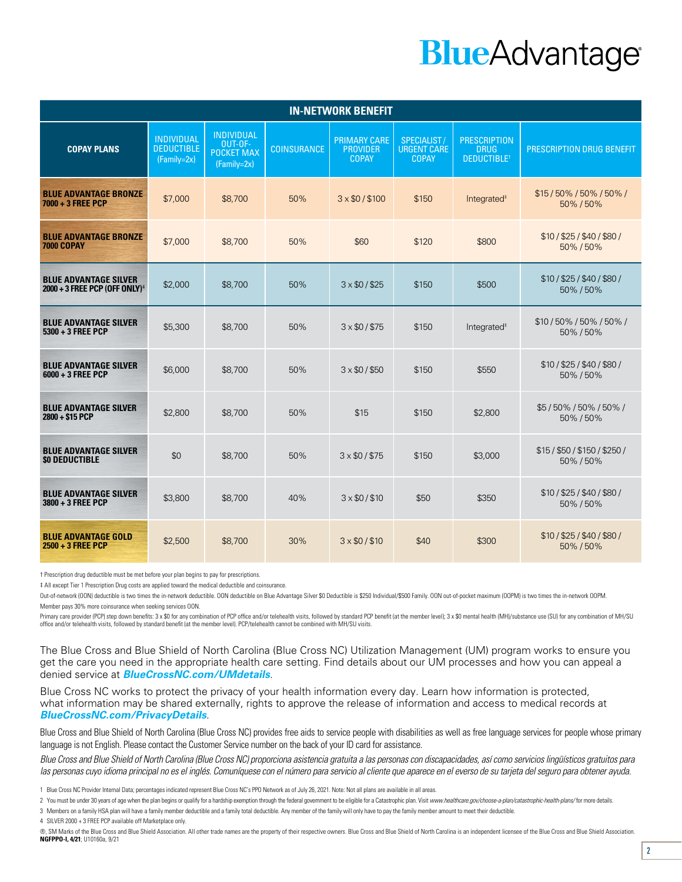# BlueAdvantage

| IN-NETWORK BENEFIT | | | | | | | |
|---|---|---|---|---|---|---|---|
| **COPAY PLANS** | INDIVIDUAL DEDUCTIBLE (Family=2x) | INDIVIDUAL OUT-OF-POCKET MAX (Family=2x) | COINSURANCE | PRIMARY CARE PROVIDER COPAY | SPECIALIST / URGENT CARE COPAY | PRESCRIPTION DRUG DEDUCTIBLE† | PRESCRIPTION DRUG BENEFIT |
| **BLUE ADVANTAGE BRONZE 7000 + 3 FREE PCP** | $7,000 | $8,700 | 50% | 3 x $0 / $100 | $150 | Integrated‡ | $15 / 50% / 50% / 50% / 50% / 50% |
| **BLUE ADVANTAGE BRONZE 7000 COPAY** | $7,000 | $8,700 | 50% | $60 | $120 | $800 | $10 / $25 / $40 / $80 / 50% / 50% |
| **BLUE ADVANTAGE SILVER 2000 + 3 FREE PCP (OFF ONLY)**[4] | $2,000 | $8,700 | 50% | 3 x $0 / $25 | $150 | $500 | $10 / $25 / $40 / $80 / 50% / 50% |
| **BLUE ADVANTAGE SILVER 5300 + 3 FREE PCP** | $5,300 | $8,700 | 50% | 3 x $0 / $75 | $150 | Integrated‡ | $10 / 50% / 50% / 50% / 50% / 50% |
| **BLUE ADVANTAGE SILVER 6000 + 3 FREE PCP** | $6,000 | $8,700 | 50% | 3 x $0 / $50 | $150 | $550 | $10 / $25 / $40 / $80 / 50% / 50% |
| **BLUE ADVANTAGE SILVER 2800 + $15 PCP** | $2,800 | $8,700 | 50% | $15 | $150 | $2,800 | $5 / 50% / 50% / 50% / 50% / 50% |
| **BLUE ADVANTAGE SILVER $0 DEDUCTIBLE** | $0 | $8,700 | 50% | 3 x $0 / $75 | $150 | $3,000 | $15 / $50 / $150 / $250 / 50% / 50% |
| **BLUE ADVANTAGE SILVER 3800 + 3 FREE PCP** | $3,800 | $8,700 | 40% | 3 x $0 / $10 | $50 | $350 | $10 / $25 / $40 / $80 / 50% / 50% |
| **BLUE ADVANTAGE GOLD 2500 + 3 FREE PCP** | $2,500 | $8,700 | 30% | 3 x $0 / $10 | $40 | $300 | $10 / $25 / $40 / $80 / 50% / 50% |

† Prescription drug deductible must be met before your plan begins to pay for prescriptions.

‡ All except Tier 1 Prescription Drug costs are applied toward the medical deductible and coinsurance.

Out-of-network (OON) deductible is two times the in-network deductible. OON deductible on Blue Advantage Silver $0 Deductible is $250 Individual/$500 Family. OON out-of-pocket maximum (OOPM) is two times the in-network OOPM.

Member pays 30% more coinsurance when seeking services OON.

Primary care provider (PCP) step down benefits: 3 x $0 for any combination of PCP office and/or telehealth visits, followed by standard PCP benefit (at the member level); 3 x $0 mental health (MH)/substance use (SU) for any combination of MH/SU office and/or telehealth visits, followed by standard benefit (at the member level). PCP/telehealth cannot be combined with MH/SU visits.

The Blue Cross and Blue Shield of North Carolina (Blue Cross NC) Utilization Management (UM) program works to ensure you get the care you need in the appropriate health care setting. Find details about our UM processes and how you can appeal a denied service at ***BlueCrossNC.com/UMdetails***.

Blue Cross NC works to protect the privacy of your health information every day. Learn how information is protected, what information may be shared externally, rights to approve the release of information and access to medical records at ***BlueCrossNC.com/PrivacyDetails***.

Blue Cross and Blue Shield of North Carolina (Blue Cross NC) provides free aids to service people with disabilities as well as free language services for people whose primary language is not English. Please contact the Customer Service number on the back of your ID card for assistance.

*Blue Cross and Blue Shield of North Carolina (Blue Cross NC) proporciona asistencia gratuita a las personas con discapacidades, así como servicios lingüísticos gratuitos para las personas cuyo idioma principal no es el inglés. Comuníquese con el número para servicio al cliente que aparece en el everso de su tarjeta del seguro para obtener ayuda.*

1 Blue Cross NC Provider Internal Data; percentages indicated represent Blue Cross NC's PPO Network as of July 26, 2021. Note: Not all plans are available in all areas.

2 You must be under 30 years of age when the plan begins or qualify for a hardship exemption through the federal government to be eligible for a Catastrophic plan. Visit *www.healthcare.gov/choose-a-plan/catastrophic-health-plans/* for more details.

3 Members on a family HSA plan will have a family member deductible and a family total deductible. Any member of the family will only have to pay the family member amount to meet their deductible.

4 SILVER 2000 + 3 FREE PCP available off Marketplace only.

®, SM Marks of the Blue Cross and Blue Shield Association. All other trade names are the property of their respective owners. Blue Cross and Blue Shield of North Carolina is an independent licensee of the Blue Cross and Blue Shield Association.
**NGFPPO-I, 4/21**, U10160a, 9/21